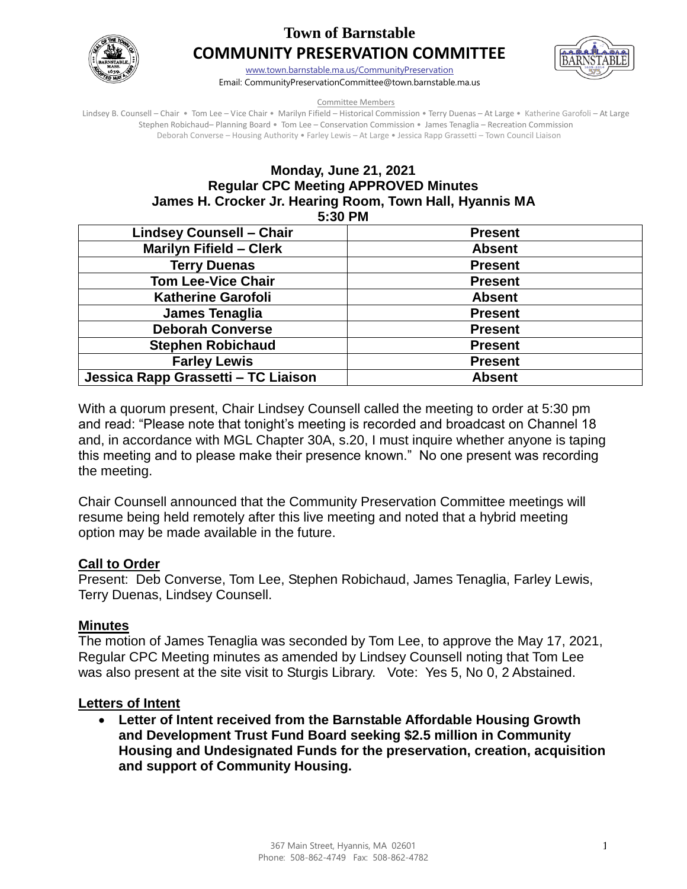# Town of Barnstable
## COMMUNITY PRESERVATION COMMITTEE

www.town.barnstable.ma.us/CommunityPreservation
Email: CommunityPreservationCommittee@town.barnstable.ma.us

Committee Members

Lindsey B. Counsell – Chair • Tom Lee – Vice Chair • Marilyn Fifield – Historical Commission • Terry Duenas – At Large • Katherine Garofoli – At Large
Stephen Robichaud– Planning Board • Tom Lee – Conservation Commission • James Tenaglia – Recreation Commission
Deborah Converse – Housing Authority • Farley Lewis – At Large • Jessica Rapp Grassetti – Town Council Liaison

**Monday, June 21, 2021**
**Regular CPC Meeting APPROVED Minutes**
**James H. Crocker Jr. Hearing Room, Town Hall, Hyannis MA**
**5:30 PM**

| Lindsey Counsell – Chair | Present |
|---|---|
| Marilyn Fifield – Clerk | Absent |
| Terry Duenas | Present |
| Tom Lee-Vice Chair | Present |
| Katherine Garofoli | Absent |
| James Tenaglia | Present |
| Deborah Converse | Present |
| Stephen Robichaud | Present |
| Farley Lewis | Present |
| Jessica Rapp Grassetti – TC Liaison | Absent |

With a quorum present, Chair Lindsey Counsell called the meeting to order at 5:30 pm and read: "Please note that tonight's meeting is recorded and broadcast on Channel 18 and, in accordance with MGL Chapter 30A, s.20, I must inquire whether anyone is taping this meeting and to please make their presence known." No one present was recording the meeting.

Chair Counsell announced that the Community Preservation Committee meetings will resume being held remotely after this live meeting and noted that a hybrid meeting option may be made available in the future.

**Call to Order**
Present: Deb Converse, Tom Lee, Stephen Robichaud, James Tenaglia, Farley Lewis, Terry Duenas, Lindsey Counsell.

**Minutes**
The motion of James Tenaglia was seconded by Tom Lee, to approve the May 17, 2021, Regular CPC Meeting minutes as amended by Lindsey Counsell noting that Tom Lee was also present at the site visit to Sturgis Library. Vote: Yes 5, No 0, 2 Abstained.

**Letters of Intent**

- **Letter of Intent received from the Barnstable Affordable Housing Growth and Development Trust Fund Board seeking $2.5 million in Community Housing and Undesignated Funds for the preservation, creation, acquisition and support of Community Housing.**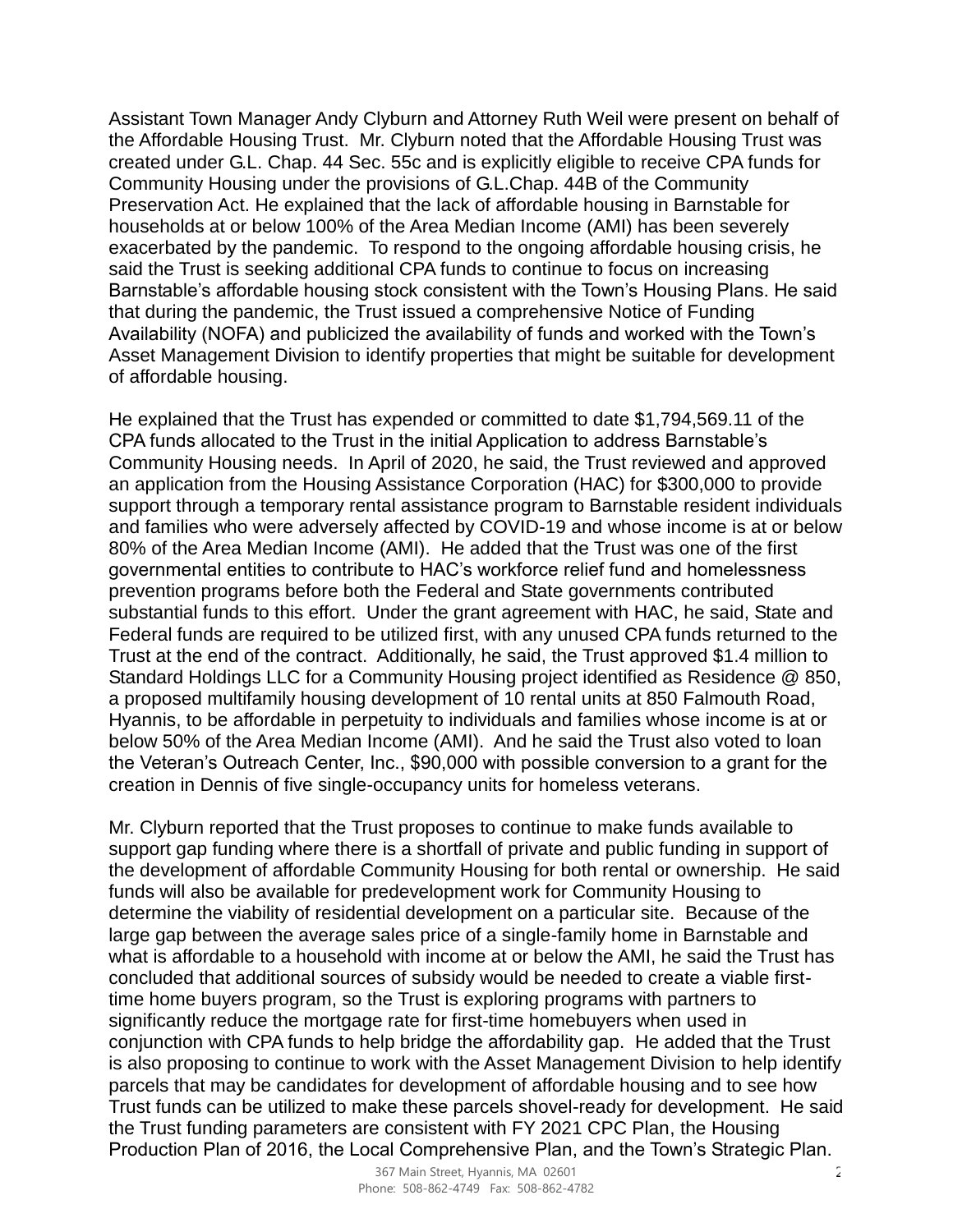Assistant Town Manager Andy Clyburn and Attorney Ruth Weil were present on behalf of the Affordable Housing Trust. Mr. Clyburn noted that the Affordable Housing Trust was created under G.L. Chap. 44 Sec. 55c and is explicitly eligible to receive CPA funds for Community Housing under the provisions of G.L.Chap. 44B of the Community Preservation Act. He explained that the lack of affordable housing in Barnstable for households at or below 100% of the Area Median Income (AMI) has been severely exacerbated by the pandemic. To respond to the ongoing affordable housing crisis, he said the Trust is seeking additional CPA funds to continue to focus on increasing Barnstable's affordable housing stock consistent with the Town's Housing Plans. He said that during the pandemic, the Trust issued a comprehensive Notice of Funding Availability (NOFA) and publicized the availability of funds and worked with the Town's Asset Management Division to identify properties that might be suitable for development of affordable housing.

He explained that the Trust has expended or committed to date $1,794,569.11 of the CPA funds allocated to the Trust in the initial Application to address Barnstable's Community Housing needs. In April of 2020, he said, the Trust reviewed and approved an application from the Housing Assistance Corporation (HAC) for $300,000 to provide support through a temporary rental assistance program to Barnstable resident individuals and families who were adversely affected by COVID-19 and whose income is at or below 80% of the Area Median Income (AMI). He added that the Trust was one of the first governmental entities to contribute to HAC's workforce relief fund and homelessness prevention programs before both the Federal and State governments contributed substantial funds to this effort. Under the grant agreement with HAC, he said, State and Federal funds are required to be utilized first, with any unused CPA funds returned to the Trust at the end of the contract. Additionally, he said, the Trust approved $1.4 million to Standard Holdings LLC for a Community Housing project identified as Residence @ 850, a proposed multifamily housing development of 10 rental units at 850 Falmouth Road, Hyannis, to be affordable in perpetuity to individuals and families whose income is at or below 50% of the Area Median Income (AMI). And he said the Trust also voted to loan the Veteran's Outreach Center, Inc., $90,000 with possible conversion to a grant for the creation in Dennis of five single-occupancy units for homeless veterans.

Mr. Clyburn reported that the Trust proposes to continue to make funds available to support gap funding where there is a shortfall of private and public funding in support of the development of affordable Community Housing for both rental or ownership. He said funds will also be available for predevelopment work for Community Housing to determine the viability of residential development on a particular site. Because of the large gap between the average sales price of a single-family home in Barnstable and what is affordable to a household with income at or below the AMI, he said the Trust has concluded that additional sources of subsidy would be needed to create a viable first-time home buyers program, so the Trust is exploring programs with partners to significantly reduce the mortgage rate for first-time homebuyers when used in conjunction with CPA funds to help bridge the affordability gap. He added that the Trust is also proposing to continue to work with the Asset Management Division to help identify parcels that may be candidates for development of affordable housing and to see how Trust funds can be utilized to make these parcels shovel-ready for development. He said the Trust funding parameters are consistent with FY 2021 CPC Plan, the Housing Production Plan of 2016, the Local Comprehensive Plan, and the Town's Strategic Plan.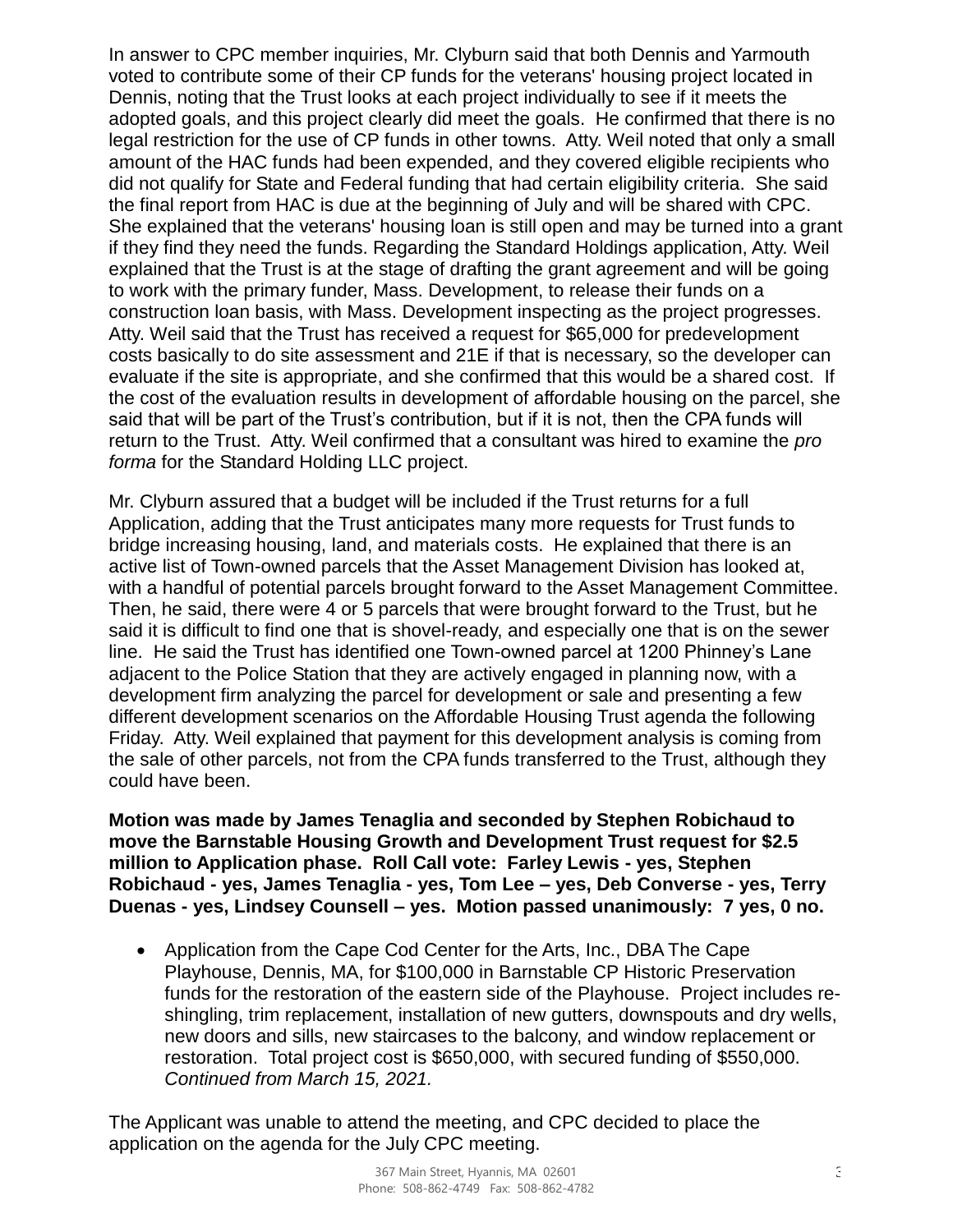In answer to CPC member inquiries, Mr. Clyburn said that both Dennis and Yarmouth voted to contribute some of their CP funds for the veterans' housing project located in Dennis, noting that the Trust looks at each project individually to see if it meets the adopted goals, and this project clearly did meet the goals. He confirmed that there is no legal restriction for the use of CP funds in other towns. Atty. Weil noted that only a small amount of the HAC funds had been expended, and they covered eligible recipients who did not qualify for State and Federal funding that had certain eligibility criteria. She said the final report from HAC is due at the beginning of July and will be shared with CPC. She explained that the veterans' housing loan is still open and may be turned into a grant if they find they need the funds. Regarding the Standard Holdings application, Atty. Weil explained that the Trust is at the stage of drafting the grant agreement and will be going to work with the primary funder, Mass. Development, to release their funds on a construction loan basis, with Mass. Development inspecting as the project progresses. Atty. Weil said that the Trust has received a request for $65,000 for predevelopment costs basically to do site assessment and 21E if that is necessary, so the developer can evaluate if the site is appropriate, and she confirmed that this would be a shared cost. If the cost of the evaluation results in development of affordable housing on the parcel, she said that will be part of the Trust's contribution, but if it is not, then the CPA funds will return to the Trust. Atty. Weil confirmed that a consultant was hired to examine the *pro forma* for the Standard Holding LLC project.

Mr. Clyburn assured that a budget will be included if the Trust returns for a full Application, adding that the Trust anticipates many more requests for Trust funds to bridge increasing housing, land, and materials costs. He explained that there is an active list of Town-owned parcels that the Asset Management Division has looked at, with a handful of potential parcels brought forward to the Asset Management Committee. Then, he said, there were 4 or 5 parcels that were brought forward to the Trust, but he said it is difficult to find one that is shovel-ready, and especially one that is on the sewer line. He said the Trust has identified one Town-owned parcel at 1200 Phinney's Lane adjacent to the Police Station that they are actively engaged in planning now, with a development firm analyzing the parcel for development or sale and presenting a few different development scenarios on the Affordable Housing Trust agenda the following Friday. Atty. Weil explained that payment for this development analysis is coming from the sale of other parcels, not from the CPA funds transferred to the Trust, although they could have been.

**Motion was made by James Tenaglia and seconded by Stephen Robichaud to move the Barnstable Housing Growth and Development Trust request for $2.5 million to Application phase. Roll Call vote: Farley Lewis - yes, Stephen Robichaud - yes, James Tenaglia - yes, Tom Lee – yes, Deb Converse - yes, Terry Duenas - yes, Lindsey Counsell – yes. Motion passed unanimously: 7 yes, 0 no.**

- Application from the Cape Cod Center for the Arts, Inc., DBA The Cape Playhouse, Dennis, MA, for $100,000 in Barnstable CP Historic Preservation funds for the restoration of the eastern side of the Playhouse. Project includes re-shingling, trim replacement, installation of new gutters, downspouts and dry wells, new doors and sills, new staircases to the balcony, and window replacement or restoration. Total project cost is $650,000, with secured funding of $550,000. *Continued from March 15, 2021.*

The Applicant was unable to attend the meeting, and CPC decided to place the application on the agenda for the July CPC meeting.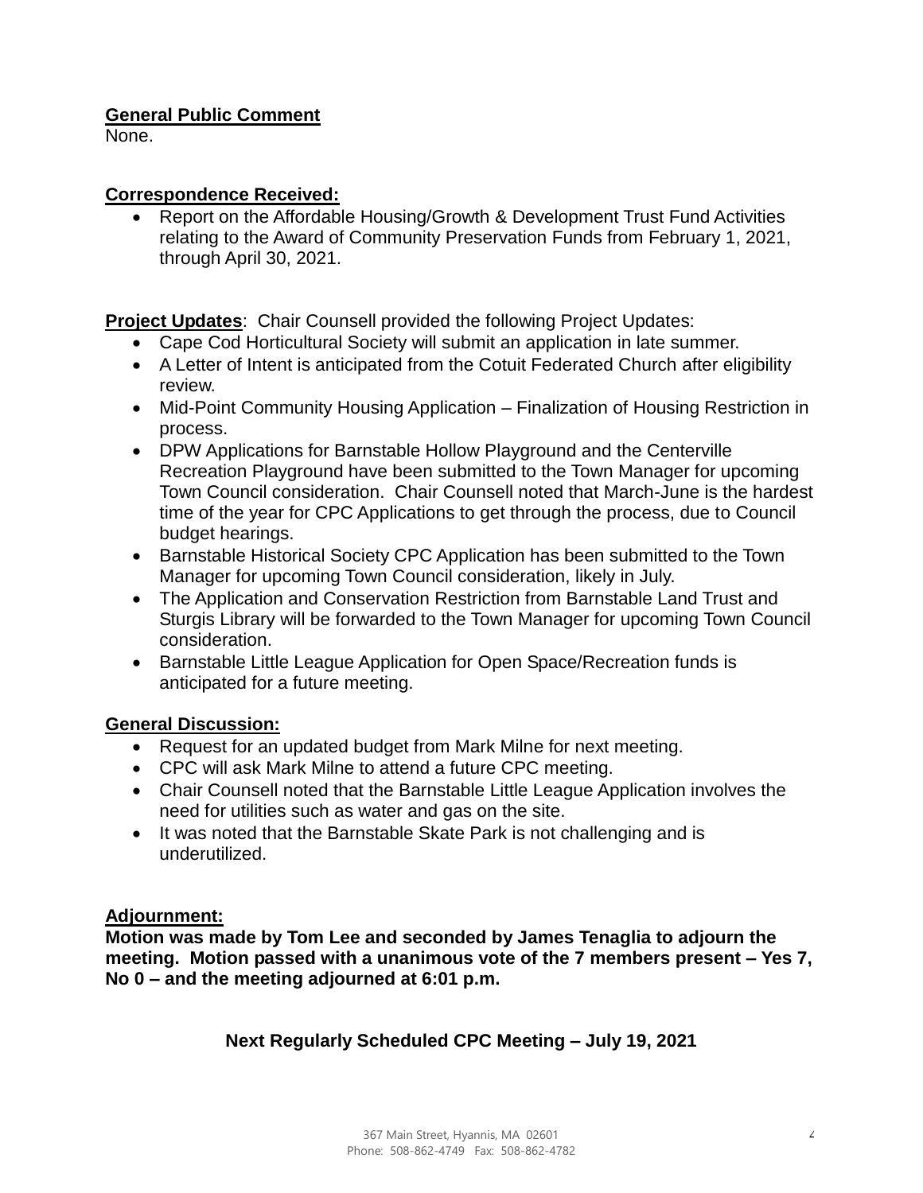**General Public Comment**
None.

**Correspondence Received:**

- Report on the Affordable Housing/Growth & Development Trust Fund Activities relating to the Award of Community Preservation Funds from February 1, 2021, through April 30, 2021.

**Project Updates**: Chair Counsell provided the following Project Updates:

- Cape Cod Horticultural Society will submit an application in late summer.
- A Letter of Intent is anticipated from the Cotuit Federated Church after eligibility review.
- Mid-Point Community Housing Application – Finalization of Housing Restriction in process.
- DPW Applications for Barnstable Hollow Playground and the Centerville Recreation Playground have been submitted to the Town Manager for upcoming Town Council consideration. Chair Counsell noted that March-June is the hardest time of the year for CPC Applications to get through the process, due to Council budget hearings.
- Barnstable Historical Society CPC Application has been submitted to the Town Manager for upcoming Town Council consideration, likely in July.
- The Application and Conservation Restriction from Barnstable Land Trust and Sturgis Library will be forwarded to the Town Manager for upcoming Town Council consideration.
- Barnstable Little League Application for Open Space/Recreation funds is anticipated for a future meeting.

**General Discussion:**

- Request for an updated budget from Mark Milne for next meeting.
- CPC will ask Mark Milne to attend a future CPC meeting.
- Chair Counsell noted that the Barnstable Little League Application involves the need for utilities such as water and gas on the site.
- It was noted that the Barnstable Skate Park is not challenging and is underutilized.

**Adjournment:**
**Motion was made by Tom Lee and seconded by James Tenaglia to adjourn the meeting. Motion passed with a unanimous vote of the 7 members present – Yes 7, No 0 – and the meeting adjourned at 6:01 p.m.**

**Next Regularly Scheduled CPC Meeting – July 19, 2021**

367 Main Street, Hyannis, MA 02601
Phone: 508-862-4749 Fax: 508-862-4782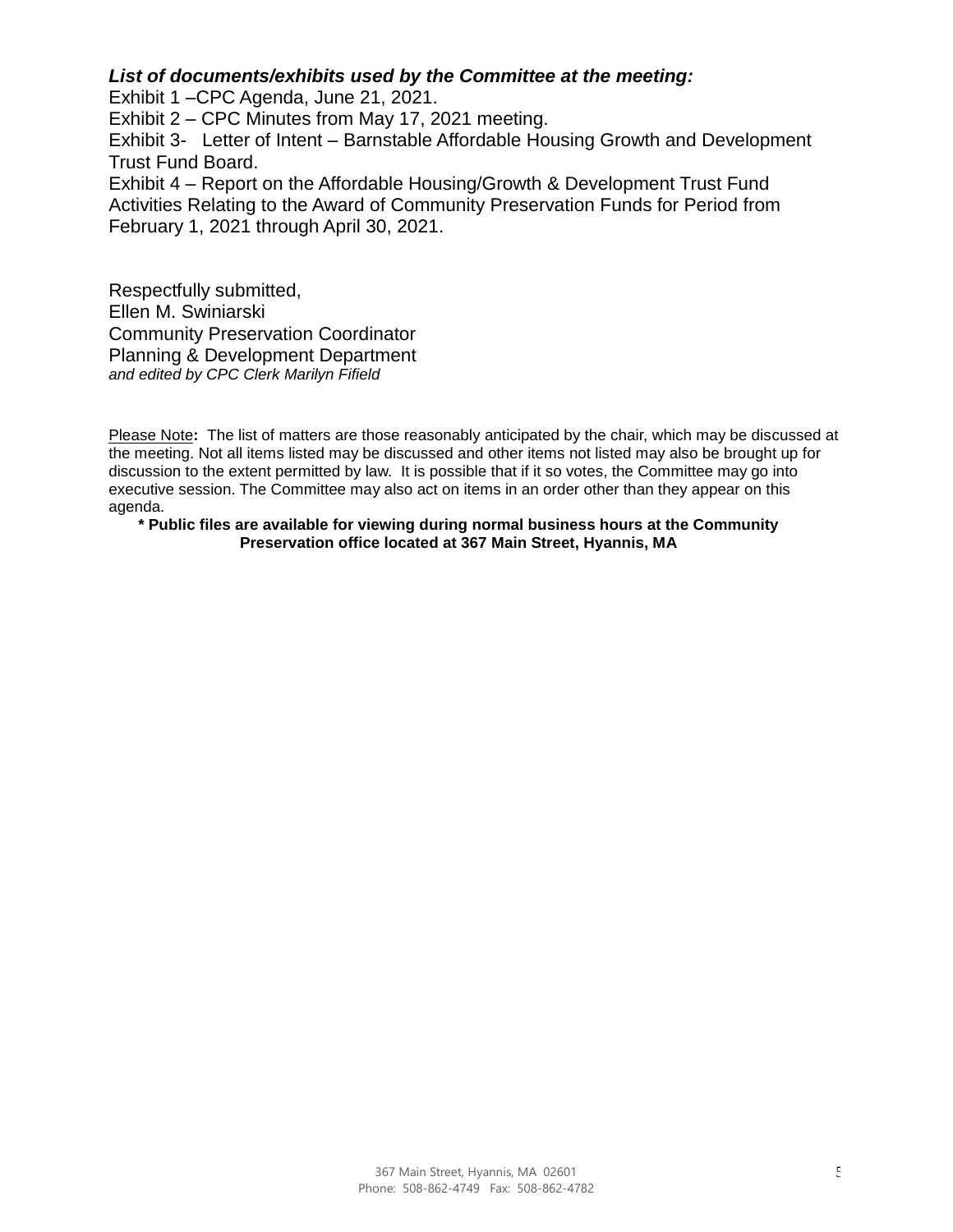***List of documents/exhibits used by the Committee at the meeting:***

Exhibit 1 –CPC Agenda, June 21, 2021.

Exhibit 2 – CPC Minutes from May 17, 2021 meeting.

Exhibit 3- Letter of Intent – Barnstable Affordable Housing Growth and Development Trust Fund Board.

Exhibit 4 – Report on the Affordable Housing/Growth & Development Trust Fund Activities Relating to the Award of Community Preservation Funds for Period from February 1, 2021 through April 30, 2021.

Respectfully submitted,
Ellen M. Swiniarski
Community Preservation Coordinator
Planning & Development Department
*and edited by CPC Clerk Marilyn Fifield*

Please Note**:** The list of matters are those reasonably anticipated by the chair, which may be discussed at the meeting. Not all items listed may be discussed and other items not listed may also be brought up for discussion to the extent permitted by law. It is possible that if it so votes, the Committee may go into executive session. The Committee may also act on items in an order other than they appear on this agenda.

**\* Public files are available for viewing during normal business hours at the Community Preservation office located at 367 Main Street, Hyannis, MA**

367 Main Street, Hyannis, MA 02601
Phone: 508-862-4749 Fax: 508-862-4782